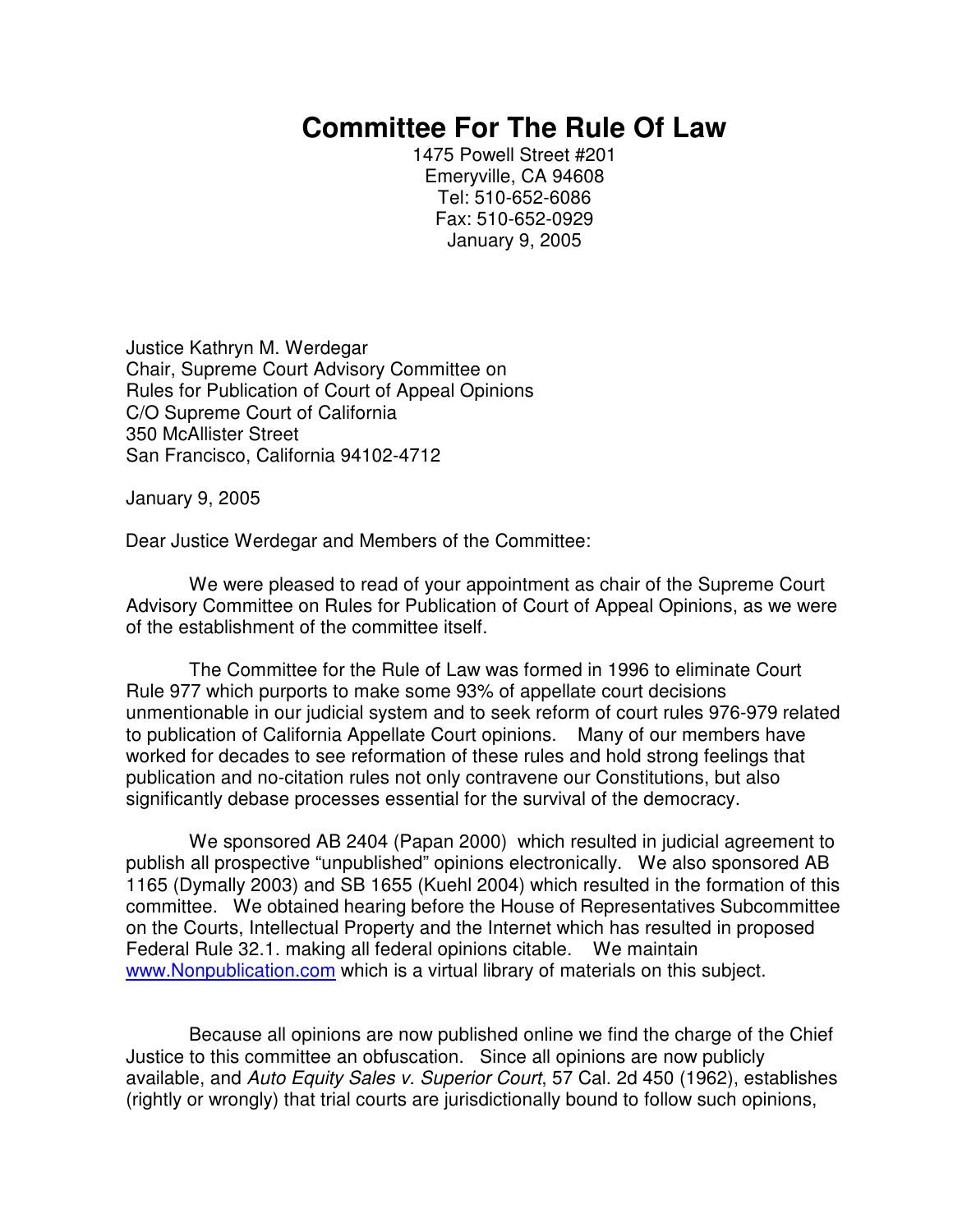# Committee For The Rule Of Law

1475 Powell Street #201
Emeryville, CA 94608
Tel: 510-652-6086
Fax: 510-652-0929
January 9, 2005

Justice Kathryn M. Werdegar
Chair, Supreme Court Advisory Committee on
Rules for Publication of Court of Appeal Opinions
C/O Supreme Court of California
350 McAllister Street
San Francisco, California 94102-4712

January 9, 2005

Dear Justice Werdegar and Members of the Committee:

We were pleased to read of your appointment as chair of the Supreme Court Advisory Committee on Rules for Publication of Court of Appeal Opinions, as we were of the establishment of the committee itself.

The Committee for the Rule of Law was formed in 1996 to eliminate Court Rule 977 which purports to make some 93% of appellate court decisions unmentionable in our judicial system and to seek reform of court rules 976-979 related to publication of California Appellate Court opinions. Many of our members have worked for decades to see reformation of these rules and hold strong feelings that publication and no-citation rules not only contravene our Constitutions, but also significantly debase processes essential for the survival of the democracy.

We sponsored AB 2404 (Papan 2000) which resulted in judicial agreement to publish all prospective "unpublished" opinions electronically. We also sponsored AB 1165 (Dymally 2003) and SB 1655 (Kuehl 2004) which resulted in the formation of this committee. We obtained hearing before the House of Representatives Subcommittee on the Courts, Intellectual Property and the Internet which has resulted in proposed Federal Rule 32.1. making all federal opinions citable. We maintain www.Nonpublication.com which is a virtual library of materials on this subject.

Because all opinions are now published online we find the charge of the Chief Justice to this committee an obfuscation. Since all opinions are now publicly available, and *Auto Equity Sales v. Superior Court*, 57 Cal. 2d 450 (1962), establishes (rightly or wrongly) that trial courts are jurisdictionally bound to follow such opinions,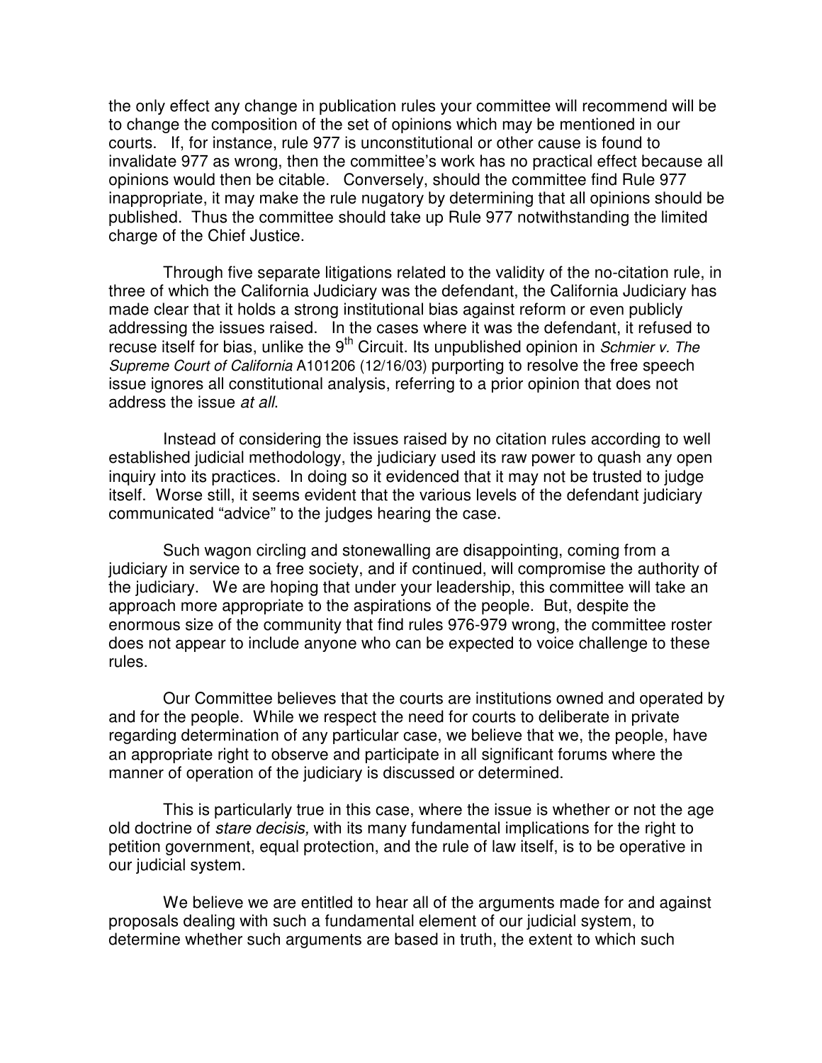the only effect any change in publication rules your committee will recommend will be to change the composition of the set of opinions which may be mentioned in our courts. If, for instance, rule 977 is unconstitutional or other cause is found to invalidate 977 as wrong, then the committee's work has no practical effect because all opinions would then be citable. Conversely, should the committee find Rule 977 inappropriate, it may make the rule nugatory by determining that all opinions should be published. Thus the committee should take up Rule 977 notwithstanding the limited charge of the Chief Justice.

Through five separate litigations related to the validity of the no-citation rule, in three of which the California Judiciary was the defendant, the California Judiciary has made clear that it holds a strong institutional bias against reform or even publicly addressing the issues raised. In the cases where it was the defendant, it refused to recuse itself for bias, unlike the 9th Circuit. Its unpublished opinion in *Schmier v. The Supreme Court of California* A101206 (12/16/03) purporting to resolve the free speech issue ignores all constitutional analysis, referring to a prior opinion that does not address the issue *at all*.

Instead of considering the issues raised by no citation rules according to well established judicial methodology, the judiciary used its raw power to quash any open inquiry into its practices. In doing so it evidenced that it may not be trusted to judge itself. Worse still, it seems evident that the various levels of the defendant judiciary communicated "advice" to the judges hearing the case.

Such wagon circling and stonewalling are disappointing, coming from a judiciary in service to a free society, and if continued, will compromise the authority of the judiciary. We are hoping that under your leadership, this committee will take an approach more appropriate to the aspirations of the people. But, despite the enormous size of the community that find rules 976-979 wrong, the committee roster does not appear to include anyone who can be expected to voice challenge to these rules.

Our Committee believes that the courts are institutions owned and operated by and for the people. While we respect the need for courts to deliberate in private regarding determination of any particular case, we believe that we, the people, have an appropriate right to observe and participate in all significant forums where the manner of operation of the judiciary is discussed or determined.

This is particularly true in this case, where the issue is whether or not the age old doctrine of *stare decisis,* with its many fundamental implications for the right to petition government, equal protection, and the rule of law itself, is to be operative in our judicial system.

We believe we are entitled to hear all of the arguments made for and against proposals dealing with such a fundamental element of our judicial system, to determine whether such arguments are based in truth, the extent to which such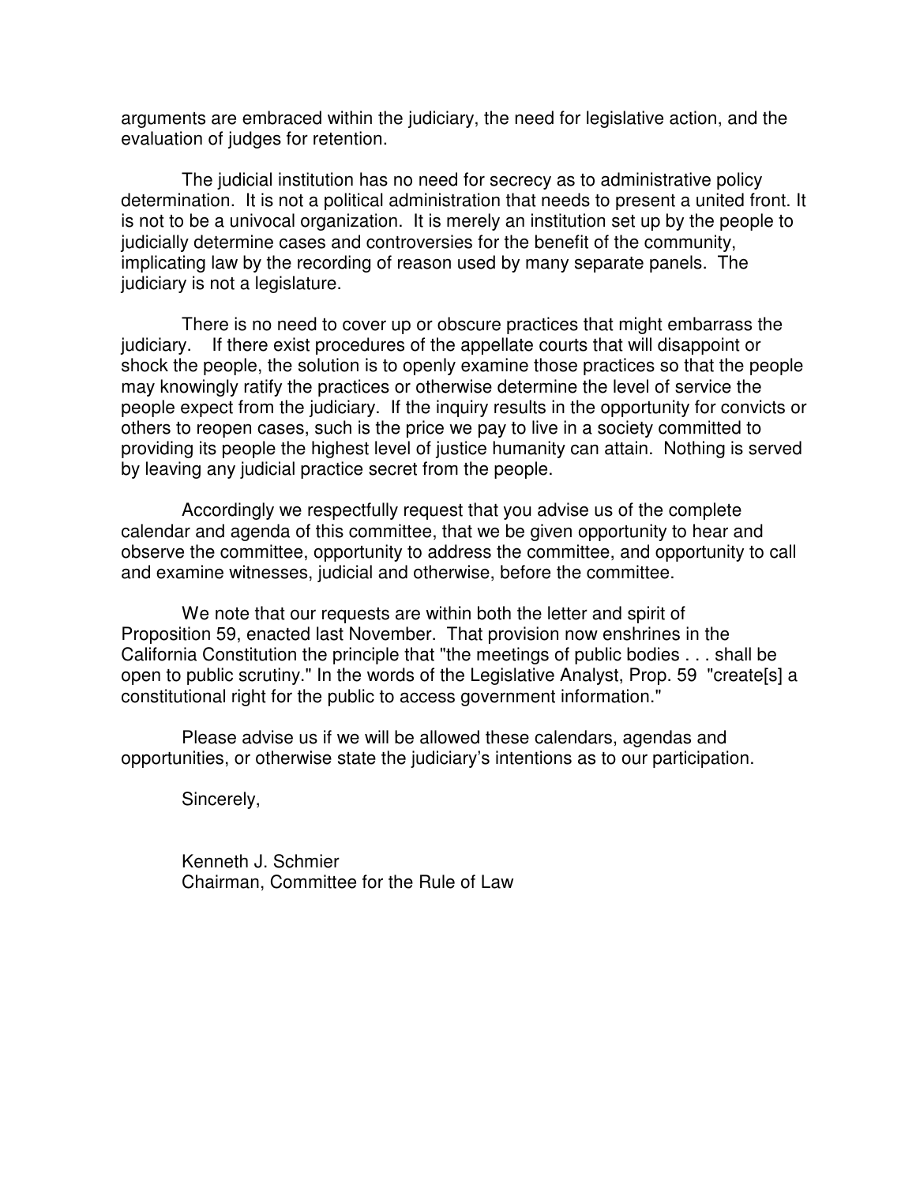arguments are embraced within the judiciary, the need for legislative action, and the evaluation of judges for retention.

The judicial institution has no need for secrecy as to administrative policy determination. It is not a political administration that needs to present a united front. It is not to be a univocal organization. It is merely an institution set up by the people to judicially determine cases and controversies for the benefit of the community, implicating law by the recording of reason used by many separate panels. The judiciary is not a legislature.

There is no need to cover up or obscure practices that might embarrass the judiciary. If there exist procedures of the appellate courts that will disappoint or shock the people, the solution is to openly examine those practices so that the people may knowingly ratify the practices or otherwise determine the level of service the people expect from the judiciary. If the inquiry results in the opportunity for convicts or others to reopen cases, such is the price we pay to live in a society committed to providing its people the highest level of justice humanity can attain. Nothing is served by leaving any judicial practice secret from the people.

Accordingly we respectfully request that you advise us of the complete calendar and agenda of this committee, that we be given opportunity to hear and observe the committee, opportunity to address the committee, and opportunity to call and examine witnesses, judicial and otherwise, before the committee.

We note that our requests are within both the letter and spirit of Proposition 59, enacted last November. That provision now enshrines in the California Constitution the principle that "the meetings of public bodies . . . shall be open to public scrutiny." In the words of the Legislative Analyst, Prop. 59 "create[s] a constitutional right for the public to access government information."

Please advise us if we will be allowed these calendars, agendas and opportunities, or otherwise state the judiciary's intentions as to our participation.

Sincerely,

Kenneth J. Schmier
Chairman, Committee for the Rule of Law